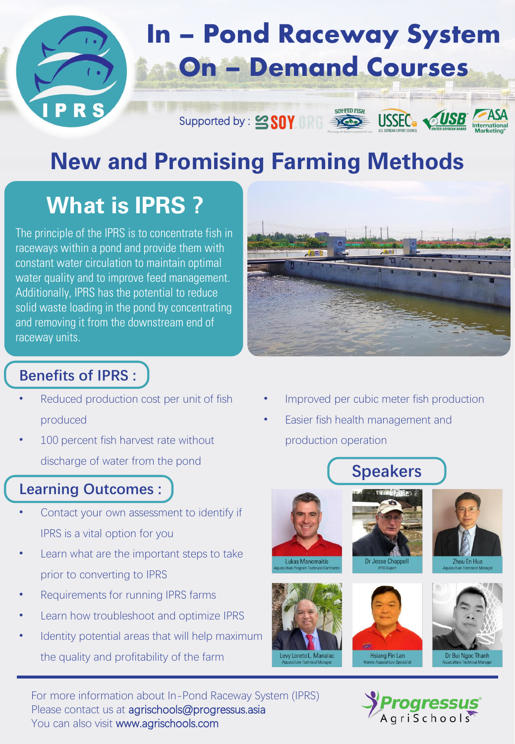# In – Pond Raceway System On – Demand Courses

IPRS

Supported by : SOY.ORG, SOY-FED FISH, USSEC U.S. SOYBEAN EXPORT COUNCIL, USB UNITED SOYBEAN BOARD, ASA International Marketing

## New and Promising Farming Methods

## What is IPRS ?

The principle of the IPRS is to concentrate fish in raceways within a pond and provide them with constant water circulation to maintain optimal water quality and to improve feed management. Additionally, IPRS has the potential to reduce solid waste loading in the pond by concentrating and removing it from the downstream end of raceway units.

### Benefits of IPRS :

- Reduced production cost per unit of fish produced
- 100 percent fish harvest rate without discharge of water from the pond
- Improved per cubic meter fish production
- Easier fish health management and production operation

### Learning Outcomes :

- Contact your own assessment to identify if IPRS is a vital option for you
- Learn what are the important steps to take prior to converting to IPRS
- Requirements for running IPRS farms
- Learn how troubleshoot and optimize IPRS
- Identity potential areas that will help maximum the quality and profitability of the farm

### Speakers

- Lukas Manomaitis – Aquaculture Program Technical Contractor
- Dr Jesse Chappell – IPRS Expert
- Zhou En Hua – Aquaculture Technical Manager
- Levy Loreto L. Manalac – Aquaculture Technical Manager
- Hsiang Pin Lan – Marine Aquaculture Specialist
- Dr Bui Ngoc Thanh – Aquaculture Technical Manager

For more information about In-Pond Raceway System (IPRS)
Please contact us at agrischools@progressus.asia
You can also visit www.agrischools.com

Progressus AgriSchools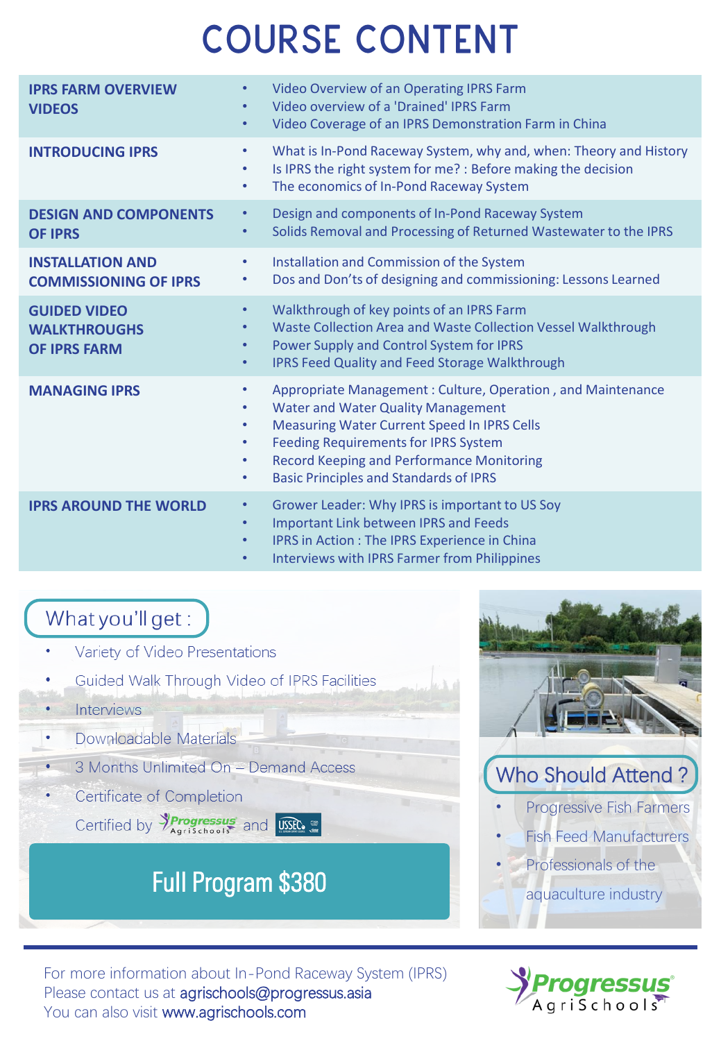# COURSE CONTENT

| | |
|---|---|
| **IPRS FARM OVERVIEW VIDEOS** | • Video Overview of an Operating IPRS Farm<br>• Video overview of a 'Drained' IPRS Farm<br>• Video Coverage of an IPRS Demonstration Farm in China |
| **INTRODUCING IPRS** | • What is In-Pond Raceway System, why and, when: Theory and History<br>• Is IPRS the right system for me? : Before making the decision<br>• The economics of In-Pond Raceway System |
| **DESIGN AND COMPONENTS OF IPRS** | • Design and components of In-Pond Raceway System<br>• Solids Removal and Processing of Returned Wastewater to the IPRS |
| **INSTALLATION AND COMMISSIONING OF IPRS** | • Installation and Commission of the System<br>• Dos and Don'ts of designing and commissioning: Lessons Learned |
| **GUIDED VIDEO WALKTHROUGHS OF IPRS FARM** | • Walkthrough of key points of an IPRS Farm<br>• Waste Collection Area and Waste Collection Vessel Walkthrough<br>• Power Supply and Control System for IPRS<br>• IPRS Feed Quality and Feed Storage Walkthrough |
| **MANAGING IPRS** | • Appropriate Management : Culture, Operation , and Maintenance<br>• Water and Water Quality Management<br>• Measuring Water Current Speed In IPRS Cells<br>• Feeding Requirements for IPRS System<br>• Record Keeping and Performance Monitoring<br>• Basic Principles and Standards of IPRS |
| **IPRS AROUND THE WORLD** | • Grower Leader: Why IPRS is important to US Soy<br>• Important Link between IPRS and Feeds<br>• IPRS in Action : The IPRS Experience in China<br>• Interviews with IPRS Farmer from Philippines |

## What you'll get :

- Variety of Video Presentations
- Guided Walk Through Video of IPRS Facilities
- Interviews
- Downloadable Materials
- 3 Months Unlimited On – Demand Access
- Certificate of Completion

Certified by Progressus AgriSchools and USSEC

**Full Program $380**

## Who Should Attend ?

- Progressive Fish Farmers
- Fish Feed Manufacturers
- Professionals of the aquaculture industry

For more information about In-Pond Raceway System (IPRS)
Please contact us at agrischools@progressus.asia
You can also visit www.agrischools.com

Progressus AgriSchools